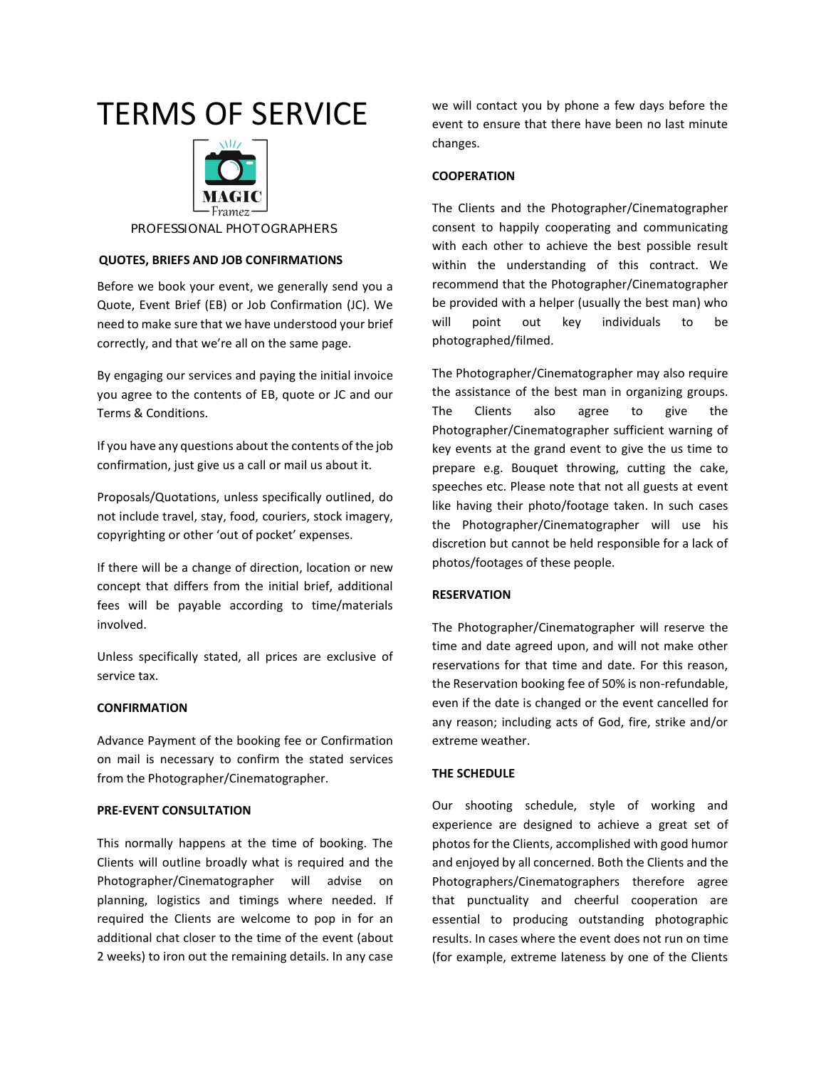# TERMS OF SERVICE

MAGIC Framez

PROFESSIONAL PHOTOGRAPHERS

**QUOTES, BRIEFS AND JOB CONFIRMATIONS**

Before we book your event, we generally send you a Quote, Event Brief (EB) or Job Confirmation (JC). We need to make sure that we have understood your brief correctly, and that we're all on the same page.

By engaging our services and paying the initial invoice you agree to the contents of EB, quote or JC and our Terms & Conditions.

If you have any questions about the contents of the job confirmation, just give us a call or mail us about it.

Proposals/Quotations, unless specifically outlined, do not include travel, stay, food, couriers, stock imagery, copyrighting or other 'out of pocket' expenses.

If there will be a change of direction, location or new concept that differs from the initial brief, additional fees will be payable according to time/materials involved.

Unless specifically stated, all prices are exclusive of service tax.

**CONFIRMATION**

Advance Payment of the booking fee or Confirmation on mail is necessary to confirm the stated services from the Photographer/Cinematographer.

**PRE-EVENT CONSULTATION**

This normally happens at the time of booking. The Clients will outline broadly what is required and the Photographer/Cinematographer will advise on planning, logistics and timings where needed. If required the Clients are welcome to pop in for an additional chat closer to the time of the event (about 2 weeks) to iron out the remaining details. In any case we will contact you by phone a few days before the event to ensure that there have been no last minute changes.

**COOPERATION**

The Clients and the Photographer/Cinematographer consent to happily cooperating and communicating with each other to achieve the best possible result within the understanding of this contract. We recommend that the Photographer/Cinematographer be provided with a helper (usually the best man) who will point out key individuals to be photographed/filmed.

The Photographer/Cinematographer may also require the assistance of the best man in organizing groups. The Clients also agree to give the Photographer/Cinematographer sufficient warning of key events at the grand event to give the us time to prepare e.g. Bouquet throwing, cutting the cake, speeches etc. Please note that not all guests at event like having their photo/footage taken. In such cases the Photographer/Cinematographer will use his discretion but cannot be held responsible for a lack of photos/footages of these people.

**RESERVATION**

The Photographer/Cinematographer will reserve the time and date agreed upon, and will not make other reservations for that time and date. For this reason, the Reservation booking fee of 50% is non-refundable, even if the date is changed or the event cancelled for any reason; including acts of God, fire, strike and/or extreme weather.

**THE SCHEDULE**

Our shooting schedule, style of working and experience are designed to achieve a great set of photos for the Clients, accomplished with good humor and enjoyed by all concerned. Both the Clients and the Photographers/Cinematographers therefore agree that punctuality and cheerful cooperation are essential to producing outstanding photographic results. In cases where the event does not run on time (for example, extreme lateness by one of the Clients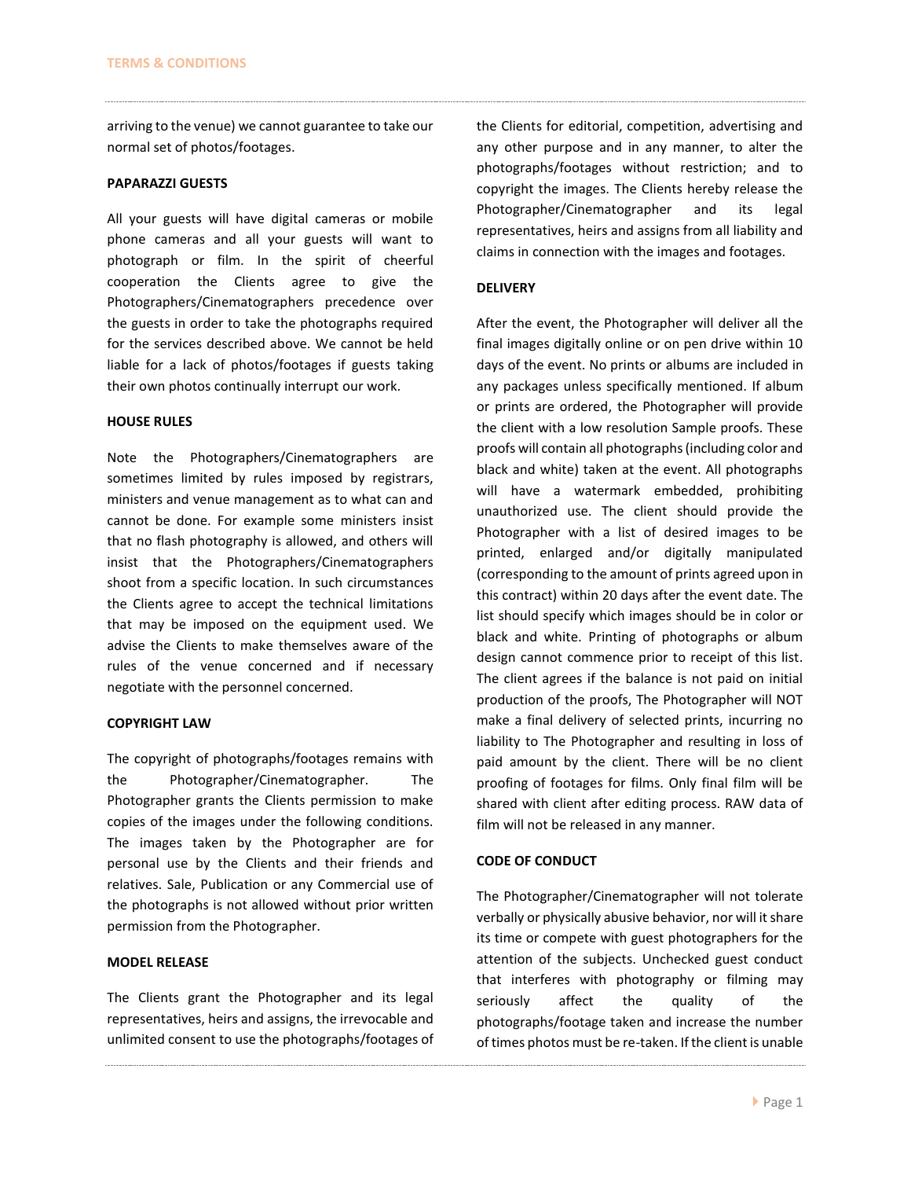arriving to the venue) we cannot guarantee to take our normal set of photos/footages.

**PAPARAZZI GUESTS**

All your guests will have digital cameras or mobile phone cameras and all your guests will want to photograph or film. In the spirit of cheerful cooperation the Clients agree to give the Photographers/Cinematographers precedence over the guests in order to take the photographs required for the services described above. We cannot be held liable for a lack of photos/footages if guests taking their own photos continually interrupt our work.

**HOUSE RULES**

Note the Photographers/Cinematographers are sometimes limited by rules imposed by registrars, ministers and venue management as to what can and cannot be done. For example some ministers insist that no flash photography is allowed, and others will insist that the Photographers/Cinematographers shoot from a specific location. In such circumstances the Clients agree to accept the technical limitations that may be imposed on the equipment used. We advise the Clients to make themselves aware of the rules of the venue concerned and if necessary negotiate with the personnel concerned.

**COPYRIGHT LAW**

The copyright of photographs/footages remains with the Photographer/Cinematographer. The Photographer grants the Clients permission to make copies of the images under the following conditions. The images taken by the Photographer are for personal use by the Clients and their friends and relatives. Sale, Publication or any Commercial use of the photographs is not allowed without prior written permission from the Photographer.

**MODEL RELEASE**

The Clients grant the Photographer and its legal representatives, heirs and assigns, the irrevocable and unlimited consent to use the photographs/footages of the Clients for editorial, competition, advertising and any other purpose and in any manner, to alter the photographs/footages without restriction; and to copyright the images. The Clients hereby release the Photographer/Cinematographer and its legal representatives, heirs and assigns from all liability and claims in connection with the images and footages.

**DELIVERY**

After the event, the Photographer will deliver all the final images digitally online or on pen drive within 10 days of the event. No prints or albums are included in any packages unless specifically mentioned. If album or prints are ordered, the Photographer will provide the client with a low resolution Sample proofs. These proofs will contain all photographs (including color and black and white) taken at the event. All photographs will have a watermark embedded, prohibiting unauthorized use. The client should provide the Photographer with a list of desired images to be printed, enlarged and/or digitally manipulated (corresponding to the amount of prints agreed upon in this contract) within 20 days after the event date. The list should specify which images should be in color or black and white. Printing of photographs or album design cannot commence prior to receipt of this list. The client agrees if the balance is not paid on initial production of the proofs, The Photographer will NOT make a final delivery of selected prints, incurring no liability to The Photographer and resulting in loss of paid amount by the client. There will be no client proofing of footages for films. Only final film will be shared with client after editing process. RAW data of film will not be released in any manner.

**CODE OF CONDUCT**

The Photographer/Cinematographer will not tolerate verbally or physically abusive behavior, nor will it share its time or compete with guest photographers for the attention of the subjects. Unchecked guest conduct that interferes with photography or filming may seriously affect the quality of the photographs/footage taken and increase the number of times photos must be re-taken. If the client is unable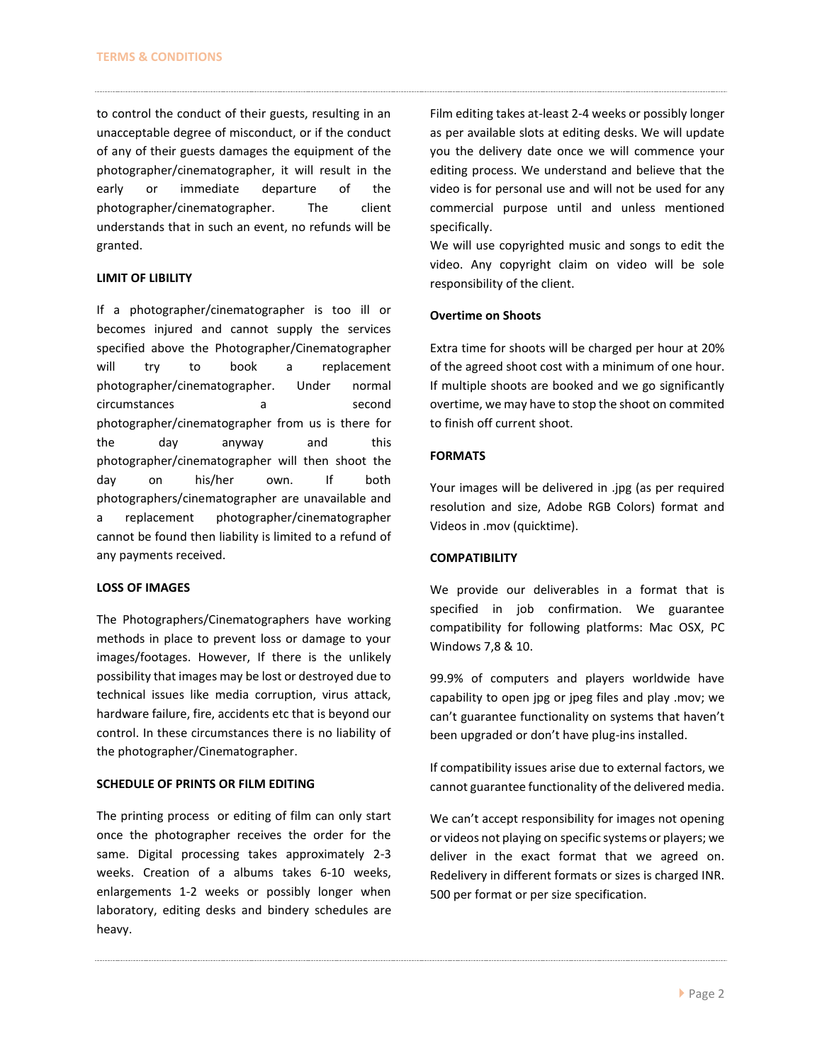to control the conduct of their guests, resulting in an unacceptable degree of misconduct, or if the conduct of any of their guests damages the equipment of the photographer/cinematographer, it will result in the early or immediate departure of the photographer/cinematographer. The client understands that in such an event, no refunds will be granted.

**LIMIT OF LIBILITY**

If a photographer/cinematographer is too ill or becomes injured and cannot supply the services specified above the Photographer/Cinematographer will try to book a replacement photographer/cinematographer. Under normal circumstances a second photographer/cinematographer from us is there for the day anyway and this photographer/cinematographer will then shoot the day on his/her own. If both photographers/cinematographer are unavailable and a replacement photographer/cinematographer cannot be found then liability is limited to a refund of any payments received.

**LOSS OF IMAGES**

The Photographers/Cinematographers have working methods in place to prevent loss or damage to your images/footages. However, If there is the unlikely possibility that images may be lost or destroyed due to technical issues like media corruption, virus attack, hardware failure, fire, accidents etc that is beyond our control. In these circumstances there is no liability of the photographer/Cinematographer.

**SCHEDULE OF PRINTS OR FILM EDITING**

The printing process or editing of film can only start once the photographer receives the order for the same. Digital processing takes approximately 2-3 weeks. Creation of a albums takes 6-10 weeks, enlargements 1-2 weeks or possibly longer when laboratory, editing desks and bindery schedules are heavy.

Film editing takes at-least 2-4 weeks or possibly longer as per available slots at editing desks. We will update you the delivery date once we will commence your editing process. We understand and believe that the video is for personal use and will not be used for any commercial purpose until and unless mentioned specifically.

We will use copyrighted music and songs to edit the video. Any copyright claim on video will be sole responsibility of the client.

**Overtime on Shoots**

Extra time for shoots will be charged per hour at 20% of the agreed shoot cost with a minimum of one hour. If multiple shoots are booked and we go significantly overtime, we may have to stop the shoot on commited to finish off current shoot.

**FORMATS**

Your images will be delivered in .jpg (as per required resolution and size, Adobe RGB Colors) format and Videos in .mov (quicktime).

**COMPATIBILITY**

We provide our deliverables in a format that is specified in job confirmation. We guarantee compatibility for following platforms: Mac OSX, PC Windows 7,8 & 10.

99.9% of computers and players worldwide have capability to open jpg or jpeg files and play .mov; we can't guarantee functionality on systems that haven't been upgraded or don't have plug-ins installed.

If compatibility issues arise due to external factors, we cannot guarantee functionality of the delivered media.

We can't accept responsibility for images not opening or videos not playing on specific systems or players; we deliver in the exact format that we agreed on. Redelivery in different formats or sizes is charged INR. 500 per format or per size specification.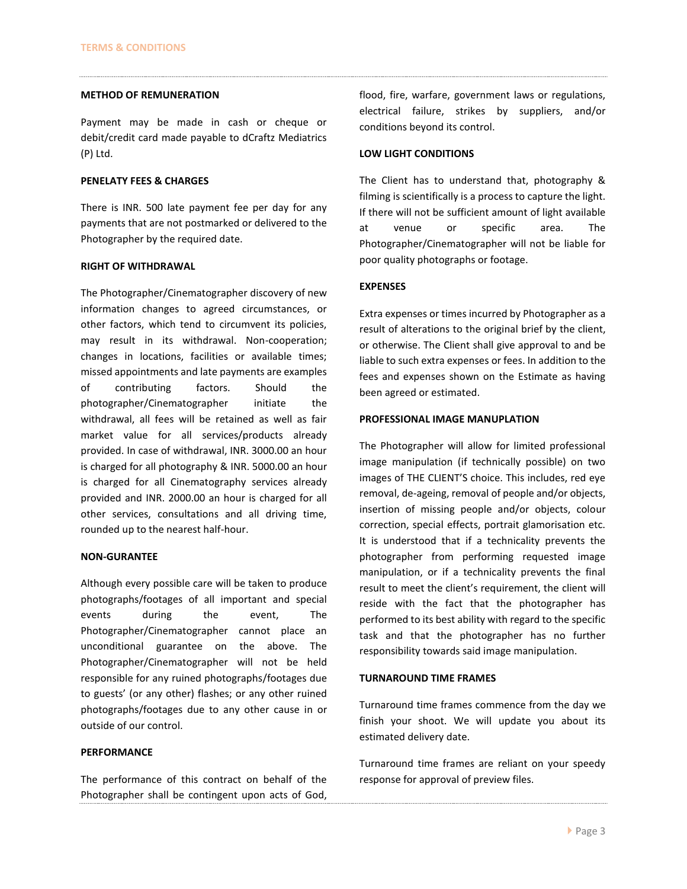## TERMS & CONDITIONS

### METHOD OF REMUNERATION

Payment may be made in cash or cheque or debit/credit card made payable to dCraftz Mediatrics (P) Ltd.

### PENELATY FEES & CHARGES

There is INR. 500 late payment fee per day for any payments that are not postmarked or delivered to the Photographer by the required date.

### RIGHT OF WITHDRAWAL

The Photographer/Cinematographer discovery of new information changes to agreed circumstances, or other factors, which tend to circumvent its policies, may result in its withdrawal. Non-cooperation; changes in locations, facilities or available times; missed appointments and late payments are examples of contributing factors. Should the photographer/Cinematographer initiate the withdrawal, all fees will be retained as well as fair market value for all services/products already provided. In case of withdrawal, INR. 3000.00 an hour is charged for all photography & INR. 5000.00 an hour is charged for all Cinematography services already provided and INR. 2000.00 an hour is charged for all other services, consultations and all driving time, rounded up to the nearest half-hour.

### NON-GURANTEE

Although every possible care will be taken to produce photographs/footages of all important and special events during the event, The Photographer/Cinematographer cannot place an unconditional guarantee on the above. The Photographer/Cinematographer will not be held responsible for any ruined photographs/footages due to guests' (or any other) flashes; or any other ruined photographs/footages due to any other cause in or outside of our control.

### PERFORMANCE

The performance of this contract on behalf of the Photographer shall be contingent upon acts of God, flood, fire, warfare, government laws or regulations, electrical failure, strikes by suppliers, and/or conditions beyond its control.

### LOW LIGHT CONDITIONS

The Client has to understand that, photography & filming is scientifically is a process to capture the light. If there will not be sufficient amount of light available at venue or specific area. The Photographer/Cinematographer will not be liable for poor quality photographs or footage.

### EXPENSES

Extra expenses or times incurred by Photographer as a result of alterations to the original brief by the client, or otherwise. The Client shall give approval to and be liable to such extra expenses or fees. In addition to the fees and expenses shown on the Estimate as having been agreed or estimated.

### PROFESSIONAL IMAGE MANUPLATION

The Photographer will allow for limited professional image manipulation (if technically possible) on two images of THE CLIENT'S choice. This includes, red eye removal, de-ageing, removal of people and/or objects, insertion of missing people and/or objects, colour correction, special effects, portrait glamorisation etc. It is understood that if a technicality prevents the photographer from performing requested image manipulation, or if a technicality prevents the final result to meet the client's requirement, the client will reside with the fact that the photographer has performed to its best ability with regard to the specific task and that the photographer has no further responsibility towards said image manipulation.

### TURNAROUND TIME FRAMES

Turnaround time frames commence from the day we finish your shoot. We will update you about its estimated delivery date.

Turnaround time frames are reliant on your speedy response for approval of preview files.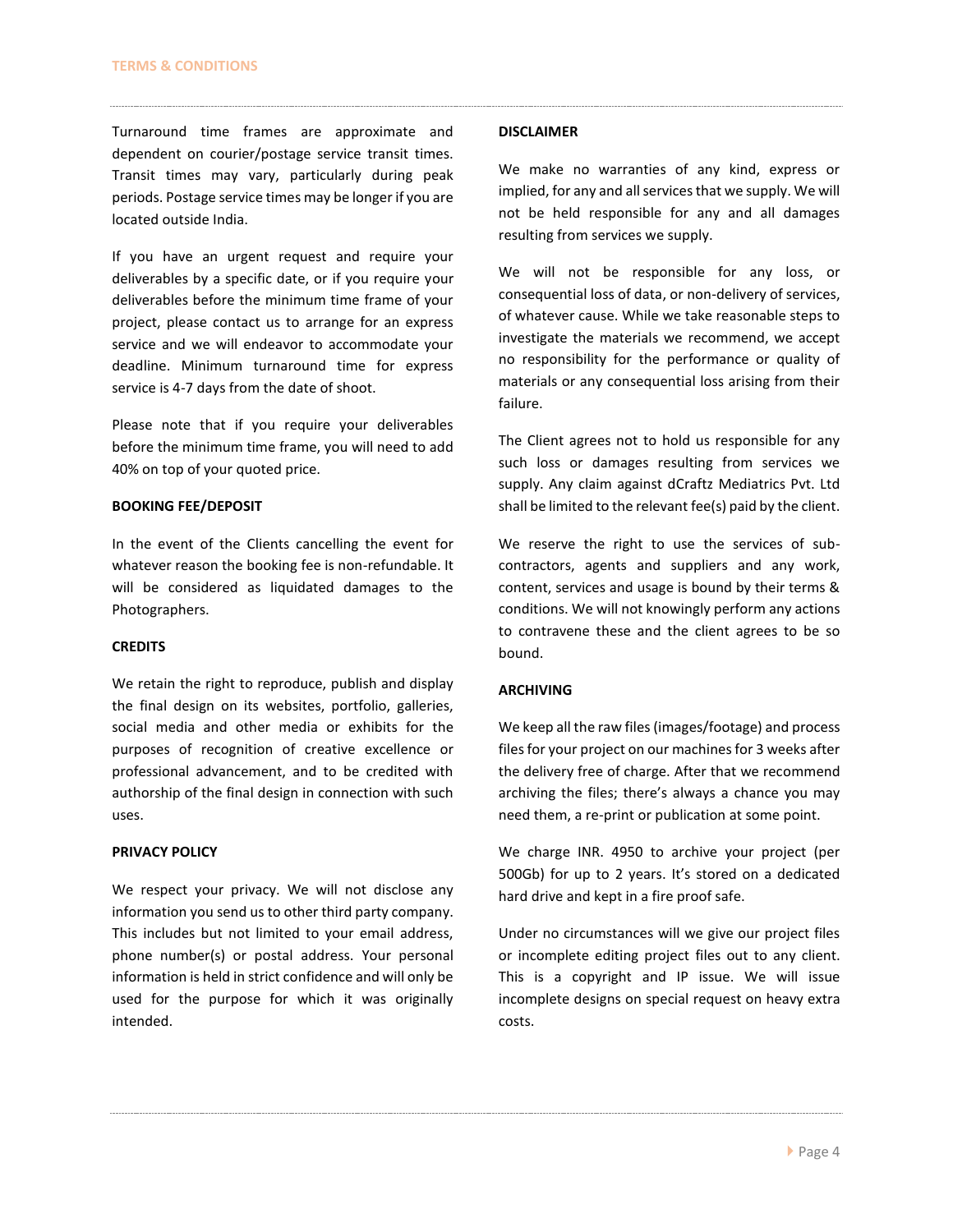Turnaround time frames are approximate and dependent on courier/postage service transit times. Transit times may vary, particularly during peak periods. Postage service times may be longer if you are located outside India.

If you have an urgent request and require your deliverables by a specific date, or if you require your deliverables before the minimum time frame of your project, please contact us to arrange for an express service and we will endeavor to accommodate your deadline. Minimum turnaround time for express service is 4-7 days from the date of shoot.

Please note that if you require your deliverables before the minimum time frame, you will need to add 40% on top of your quoted price.

**BOOKING FEE/DEPOSIT**

In the event of the Clients cancelling the event for whatever reason the booking fee is non-refundable. It will be considered as liquidated damages to the Photographers.

**CREDITS**

We retain the right to reproduce, publish and display the final design on its websites, portfolio, galleries, social media and other media or exhibits for the purposes of recognition of creative excellence or professional advancement, and to be credited with authorship of the final design in connection with such uses.

**PRIVACY POLICY**

We respect your privacy. We will not disclose any information you send us to other third party company. This includes but not limited to your email address, phone number(s) or postal address. Your personal information is held in strict confidence and will only be used for the purpose for which it was originally intended.

**DISCLAIMER**

We make no warranties of any kind, express or implied, for any and all services that we supply. We will not be held responsible for any and all damages resulting from services we supply.

We will not be responsible for any loss, or consequential loss of data, or non-delivery of services, of whatever cause. While we take reasonable steps to investigate the materials we recommend, we accept no responsibility for the performance or quality of materials or any consequential loss arising from their failure.

The Client agrees not to hold us responsible for any such loss or damages resulting from services we supply. Any claim against dCraftz Mediatrics Pvt. Ltd shall be limited to the relevant fee(s) paid by the client.

We reserve the right to use the services of sub-contractors, agents and suppliers and any work, content, services and usage is bound by their terms & conditions. We will not knowingly perform any actions to contravene these and the client agrees to be so bound.

**ARCHIVING**

We keep all the raw files (images/footage) and process files for your project on our machines for 3 weeks after the delivery free of charge. After that we recommend archiving the files; there's always a chance you may need them, a re-print or publication at some point.

We charge INR. 4950 to archive your project (per 500Gb) for up to 2 years. It's stored on a dedicated hard drive and kept in a fire proof safe.

Under no circumstances will we give our project files or incomplete editing project files out to any client. This is a copyright and IP issue. We will issue incomplete designs on special request on heavy extra costs.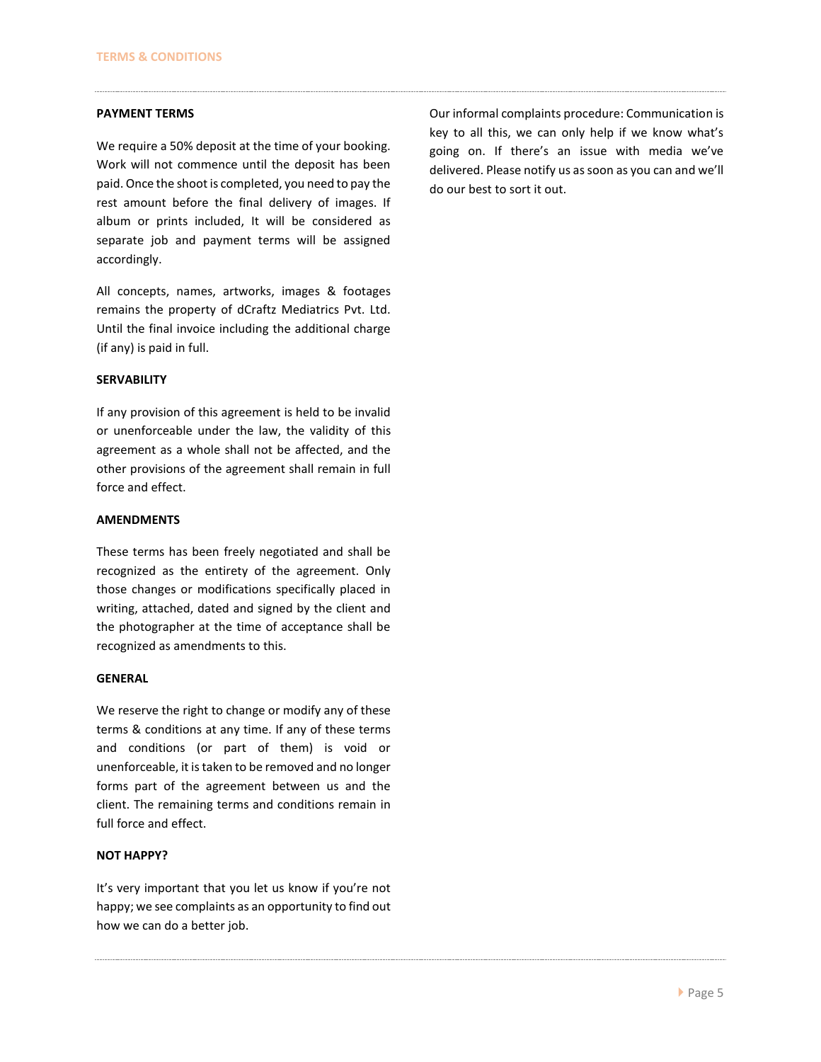## TERMS & CONDITIONS

### PAYMENT TERMS

We require a 50% deposit at the time of your booking. Work will not commence until the deposit has been paid. Once the shoot is completed, you need to pay the rest amount before the final delivery of images. If album or prints included, It will be considered as separate job and payment terms will be assigned accordingly.

All concepts, names, artworks, images & footages remains the property of dCraftz Mediatrics Pvt. Ltd. Until the final invoice including the additional charge (if any) is paid in full.

### SERVABILITY

If any provision of this agreement is held to be invalid or unenforceable under the law, the validity of this agreement as a whole shall not be affected, and the other provisions of the agreement shall remain in full force and effect.

### AMENDMENTS

These terms has been freely negotiated and shall be recognized as the entirety of the agreement. Only those changes or modifications specifically placed in writing, attached, dated and signed by the client and the photographer at the time of acceptance shall be recognized as amendments to this.

### GENERAL

We reserve the right to change or modify any of these terms & conditions at any time. If any of these terms and conditions (or part of them) is void or unenforceable, it is taken to be removed and no longer forms part of the agreement between us and the client. The remaining terms and conditions remain in full force and effect.

### NOT HAPPY?

It's very important that you let us know if you're not happy; we see complaints as an opportunity to find out how we can do a better job.

Our informal complaints procedure: Communication is key to all this, we can only help if we know what's going on. If there's an issue with media we've delivered. Please notify us as soon as you can and we'll do our best to sort it out.